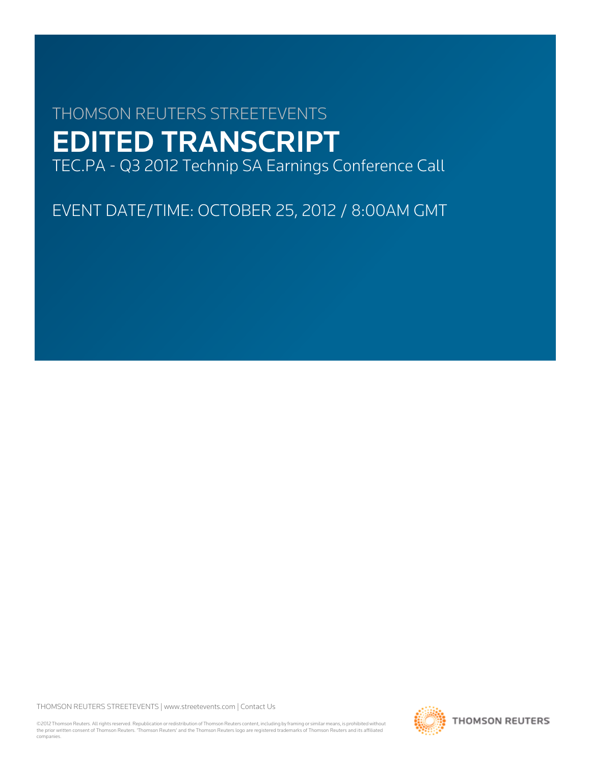THOMSON REUTERS STREETEVENTS

# EDITED TRANSCRIPT

TEC.PA - Q3 2012 Technip SA Earnings Conference Call

EVENT DATE/TIME: OCTOBER 25, 2012 / 8:00AM GMT

THOMSON REUTERS STREETEVENTS | www.streetevents.com | Contact Us

©2012 Thomson Reuters. All rights reserved. Republication or redistribution of Thomson Reuters content, including by framing or similar means, is prohibited without the prior written consent of Thomson Reuters. 'Thomson Reuters' and the Thomson Reuters logo are registered trademarks of Thomson Reuters and its affiliated companies.

THOMSON REUTERS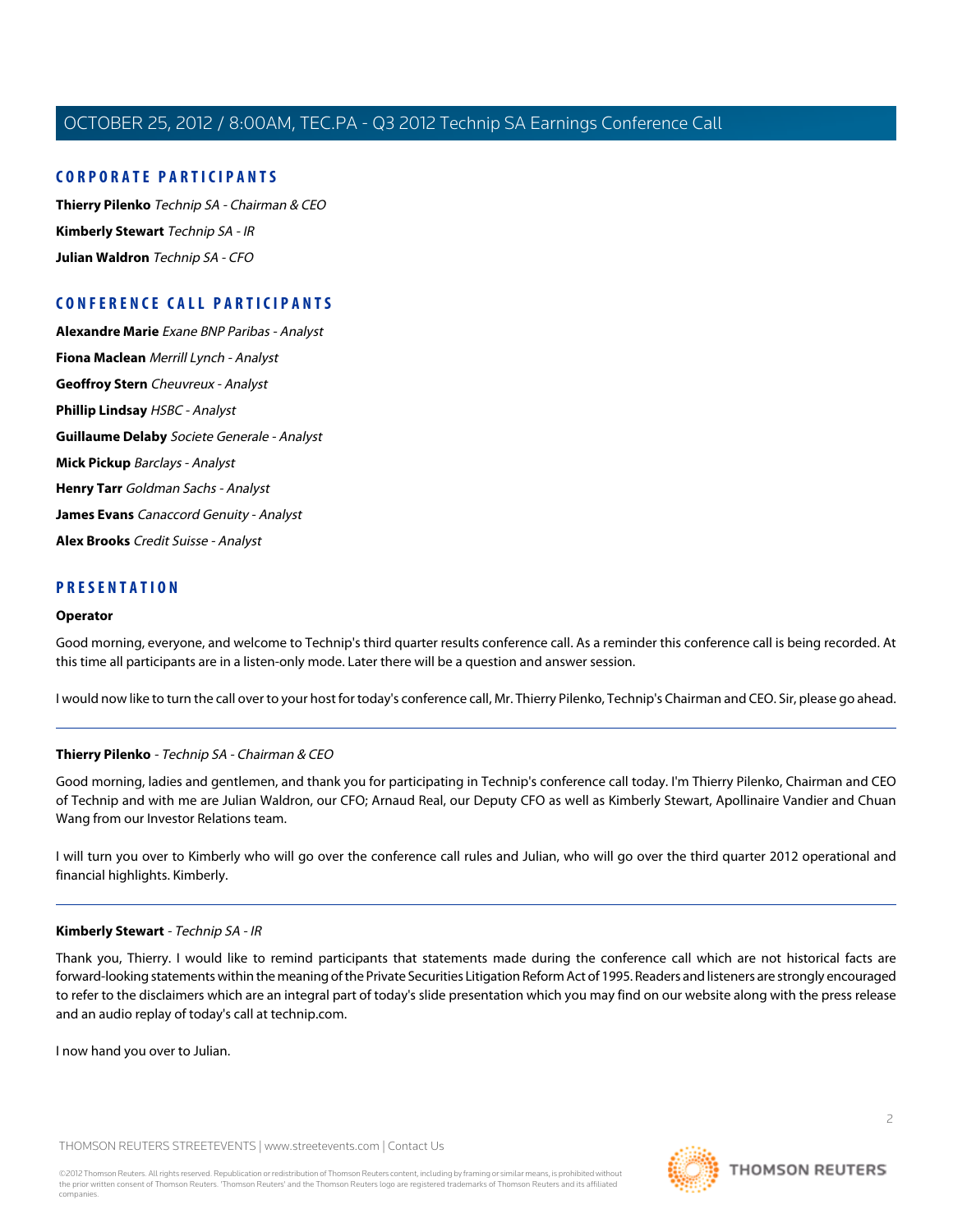## CORPORATE PARTICIPANTS

**Thierry Pilenko** *Technip SA - Chairman & CEO*

**Kimberly Stewart** *Technip SA - IR*

**Julian Waldron** *Technip SA - CFO*

## CONFERENCE CALL PARTICIPANTS

**Alexandre Marie** *Exane BNP Paribas - Analyst*

**Fiona Maclean** *Merrill Lynch - Analyst*

**Geoffroy Stern** *Cheuvreux - Analyst*

**Phillip Lindsay** *HSBC - Analyst*

**Guillaume Delaby** *Societe Generale - Analyst*

**Mick Pickup** *Barclays - Analyst*

**Henry Tarr** *Goldman Sachs - Analyst*

**James Evans** *Canaccord Genuity - Analyst*

**Alex Brooks** *Credit Suisse - Analyst*

## PRESENTATION

**Operator**

Good morning, everyone, and welcome to Technip's third quarter results conference call. As a reminder this conference call is being recorded. At this time all participants are in a listen-only mode. Later there will be a question and answer session.

I would now like to turn the call over to your host for today's conference call, Mr. Thierry Pilenko, Technip's Chairman and CEO. Sir, please go ahead.

---

**Thierry Pilenko** - *Technip SA - Chairman & CEO*

Good morning, ladies and gentlemen, and thank you for participating in Technip's conference call today. I'm Thierry Pilenko, Chairman and CEO of Technip and with me are Julian Waldron, our CFO; Arnaud Real, our Deputy CFO as well as Kimberly Stewart, Apollinaire Vandier and Chuan Wang from our Investor Relations team.

I will turn you over to Kimberly who will go over the conference call rules and Julian, who will go over the third quarter 2012 operational and financial highlights. Kimberly.

---

**Kimberly Stewart** - *Technip SA - IR*

Thank you, Thierry. I would like to remind participants that statements made during the conference call which are not historical facts are forward-looking statements within the meaning of the Private Securities Litigation Reform Act of 1995. Readers and listeners are strongly encouraged to refer to the disclaimers which are an integral part of today's slide presentation which you may find on our website along with the press release and an audio replay of today's call at technip.com.

I now hand you over to Julian.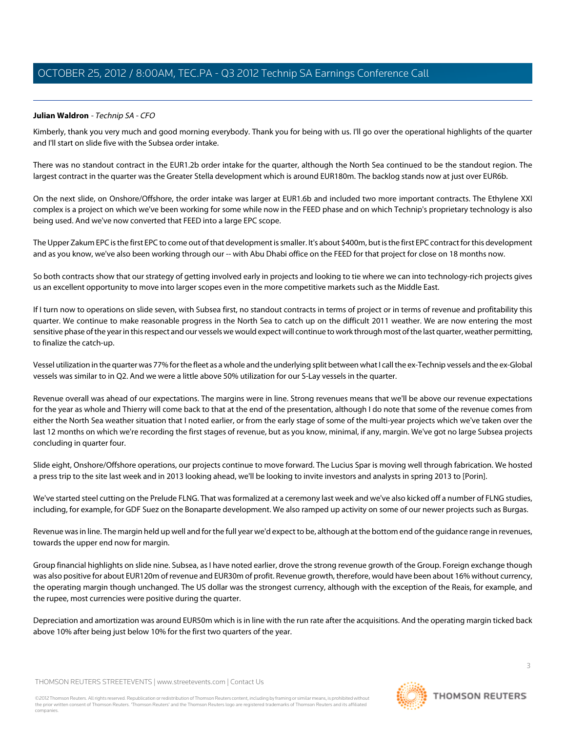**Julian Waldron** - *Technip SA - CFO*

Kimberly, thank you very much and good morning everybody. Thank you for being with us. I'll go over the operational highlights of the quarter and I'll start on slide five with the Subsea order intake.

There was no standout contract in the EUR1.2b order intake for the quarter, although the North Sea continued to be the standout region. The largest contract in the quarter was the Greater Stella development which is around EUR180m. The backlog stands now at just over EUR6b.

On the next slide, on Onshore/Offshore, the order intake was larger at EUR1.6b and included two more important contracts. The Ethylene XXI complex is a project on which we've been working for some while now in the FEED phase and on which Technip's proprietary technology is also being used. And we've now converted that FEED into a large EPC scope.

The Upper Zakum EPC is the first EPC to come out of that development is smaller. It's about $400m, but is the first EPC contract for this development and as you know, we've also been working through our -- with Abu Dhabi office on the FEED for that project for close on 18 months now.

So both contracts show that our strategy of getting involved early in projects and looking to tie where we can into technology-rich projects gives us an excellent opportunity to move into larger scopes even in the more competitive markets such as the Middle East.

If I turn now to operations on slide seven, with Subsea first, no standout contracts in terms of project or in terms of revenue and profitability this quarter. We continue to make reasonable progress in the North Sea to catch up on the difficult 2011 weather. We are now entering the most sensitive phase of the year in this respect and our vessels we would expect will continue to work through most of the last quarter, weather permitting, to finalize the catch-up.

Vessel utilization in the quarter was 77% for the fleet as a whole and the underlying split between what I call the ex-Technip vessels and the ex-Global vessels was similar to in Q2. And we were a little above 50% utilization for our S-Lay vessels in the quarter.

Revenue overall was ahead of our expectations. The margins were in line. Strong revenues means that we'll be above our revenue expectations for the year as whole and Thierry will come back to that at the end of the presentation, although I do note that some of the revenue comes from either the North Sea weather situation that I noted earlier, or from the early stage of some of the multi-year projects which we've taken over the last 12 months on which we're recording the first stages of revenue, but as you know, minimal, if any, margin. We've got no large Subsea projects concluding in quarter four.

Slide eight, Onshore/Offshore operations, our projects continue to move forward. The Lucius Spar is moving well through fabrication. We hosted a press trip to the site last week and in 2013 looking ahead, we'll be looking to invite investors and analysts in spring 2013 to [Porin].

We've started steel cutting on the Prelude FLNG. That was formalized at a ceremony last week and we've also kicked off a number of FLNG studies, including, for example, for GDF Suez on the Bonaparte development. We also ramped up activity on some of our newer projects such as Burgas.

Revenue was in line. The margin held up well and for the full year we'd expect to be, although at the bottom end of the guidance range in revenues, towards the upper end now for margin.

Group financial highlights on slide nine. Subsea, as I have noted earlier, drove the strong revenue growth of the Group. Foreign exchange though was also positive for about EUR120m of revenue and EUR30m of profit. Revenue growth, therefore, would have been about 16% without currency, the operating margin though unchanged. The US dollar was the strongest currency, although with the exception of the Reais, for example, and the rupee, most currencies were positive during the quarter.

Depreciation and amortization was around EUR50m which is in line with the run rate after the acquisitions. And the operating margin ticked back above 10% after being just below 10% for the first two quarters of the year.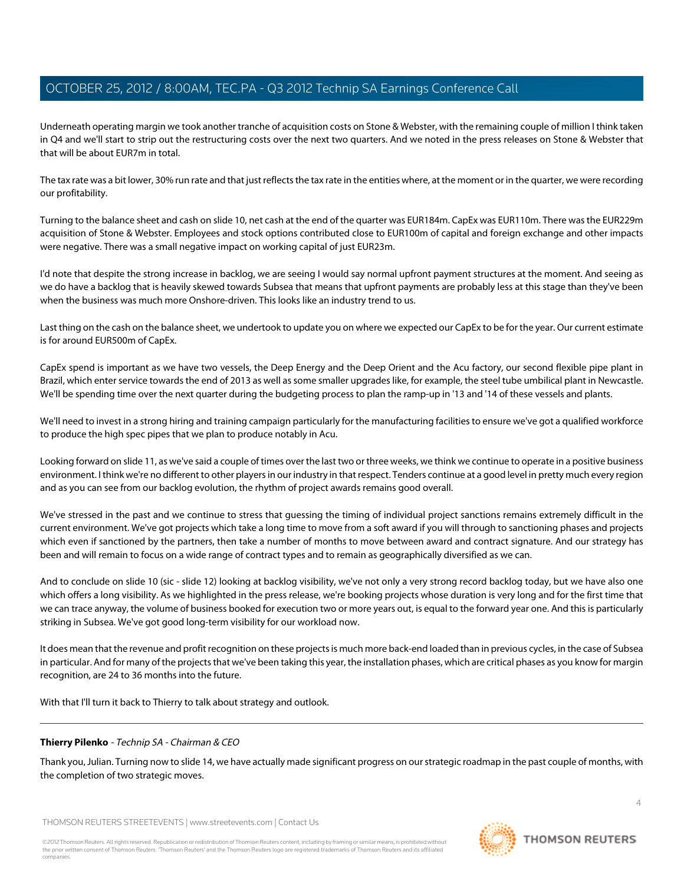Underneath operating margin we took another tranche of acquisition costs on Stone & Webster, with the remaining couple of million I think taken in Q4 and we'll start to strip out the restructuring costs over the next two quarters. And we noted in the press releases on Stone & Webster that that will be about EUR7m in total.

The tax rate was a bit lower, 30% run rate and that just reflects the tax rate in the entities where, at the moment or in the quarter, we were recording our profitability.

Turning to the balance sheet and cash on slide 10, net cash at the end of the quarter was EUR184m. CapEx was EUR110m. There was the EUR229m acquisition of Stone & Webster. Employees and stock options contributed close to EUR100m of capital and foreign exchange and other impacts were negative. There was a small negative impact on working capital of just EUR23m.

I'd note that despite the strong increase in backlog, we are seeing I would say normal upfront payment structures at the moment. And seeing as we do have a backlog that is heavily skewed towards Subsea that means that upfront payments are probably less at this stage than they've been when the business was much more Onshore-driven. This looks like an industry trend to us.

Last thing on the cash on the balance sheet, we undertook to update you on where we expected our CapEx to be for the year. Our current estimate is for around EUR500m of CapEx.

CapEx spend is important as we have two vessels, the Deep Energy and the Deep Orient and the Acu factory, our second flexible pipe plant in Brazil, which enter service towards the end of 2013 as well as some smaller upgrades like, for example, the steel tube umbilical plant in Newcastle. We'll be spending time over the next quarter during the budgeting process to plan the ramp-up in '13 and '14 of these vessels and plants.

We'll need to invest in a strong hiring and training campaign particularly for the manufacturing facilities to ensure we've got a qualified workforce to produce the high spec pipes that we plan to produce notably in Acu.

Looking forward on slide 11, as we've said a couple of times over the last two or three weeks, we think we continue to operate in a positive business environment. I think we're no different to other players in our industry in that respect. Tenders continue at a good level in pretty much every region and as you can see from our backlog evolution, the rhythm of project awards remains good overall.

We've stressed in the past and we continue to stress that guessing the timing of individual project sanctions remains extremely difficult in the current environment. We've got projects which take a long time to move from a soft award if you will through to sanctioning phases and projects which even if sanctioned by the partners, then take a number of months to move between award and contract signature. And our strategy has been and will remain to focus on a wide range of contract types and to remain as geographically diversified as we can.

And to conclude on slide 10 (sic - slide 12) looking at backlog visibility, we've not only a very strong record backlog today, but we have also one which offers a long visibility. As we highlighted in the press release, we're booking projects whose duration is very long and for the first time that we can trace anyway, the volume of business booked for execution two or more years out, is equal to the forward year one. And this is particularly striking in Subsea. We've got good long-term visibility for our workload now.

It does mean that the revenue and profit recognition on these projects is much more back-end loaded than in previous cycles, in the case of Subsea in particular. And for many of the projects that we've been taking this year, the installation phases, which are critical phases as you know for margin recognition, are 24 to 36 months into the future.

With that I'll turn it back to Thierry to talk about strategy and outlook.

---

**Thierry Pilenko** - *Technip SA - Chairman & CEO*

Thank you, Julian. Turning now to slide 14, we have actually made significant progress on our strategic roadmap in the past couple of months, with the completion of two strategic moves.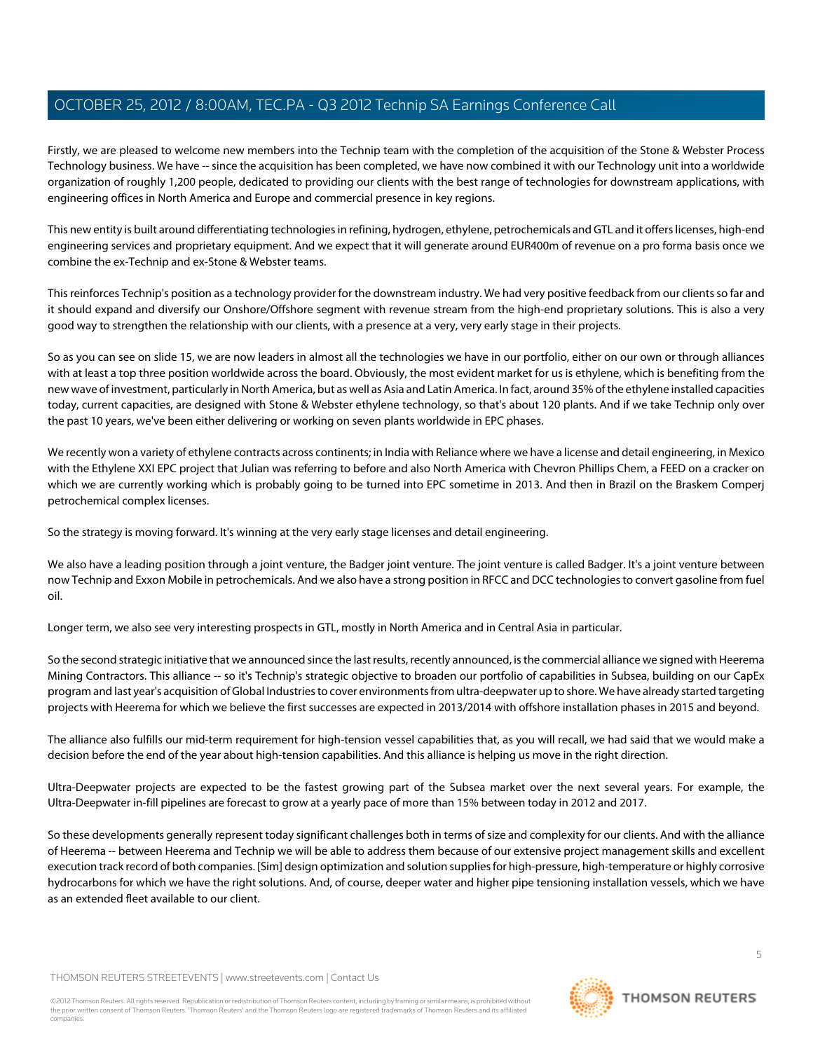Firstly, we are pleased to welcome new members into the Technip team with the completion of the acquisition of the Stone & Webster Process Technology business. We have -- since the acquisition has been completed, we have now combined it with our Technology unit into a worldwide organization of roughly 1,200 people, dedicated to providing our clients with the best range of technologies for downstream applications, with engineering offices in North America and Europe and commercial presence in key regions.

This new entity is built around differentiating technologies in refining, hydrogen, ethylene, petrochemicals and GTL and it offers licenses, high-end engineering services and proprietary equipment. And we expect that it will generate around EUR400m of revenue on a pro forma basis once we combine the ex-Technip and ex-Stone & Webster teams.

This reinforces Technip's position as a technology provider for the downstream industry. We had very positive feedback from our clients so far and it should expand and diversify our Onshore/Offshore segment with revenue stream from the high-end proprietary solutions. This is also a very good way to strengthen the relationship with our clients, with a presence at a very, very early stage in their projects.

So as you can see on slide 15, we are now leaders in almost all the technologies we have in our portfolio, either on our own or through alliances with at least a top three position worldwide across the board. Obviously, the most evident market for us is ethylene, which is benefiting from the new wave of investment, particularly in North America, but as well as Asia and Latin America. In fact, around 35% of the ethylene installed capacities today, current capacities, are designed with Stone & Webster ethylene technology, so that's about 120 plants. And if we take Technip only over the past 10 years, we've been either delivering or working on seven plants worldwide in EPC phases.

We recently won a variety of ethylene contracts across continents; in India with Reliance where we have a license and detail engineering, in Mexico with the Ethylene XXI EPC project that Julian was referring to before and also North America with Chevron Phillips Chem, a FEED on a cracker on which we are currently working which is probably going to be turned into EPC sometime in 2013. And then in Brazil on the Braskem Comperj petrochemical complex licenses.

So the strategy is moving forward. It's winning at the very early stage licenses and detail engineering.

We also have a leading position through a joint venture, the Badger joint venture. The joint venture is called Badger. It's a joint venture between now Technip and Exxon Mobile in petrochemicals. And we also have a strong position in RFCC and DCC technologies to convert gasoline from fuel oil.

Longer term, we also see very interesting prospects in GTL, mostly in North America and in Central Asia in particular.

So the second strategic initiative that we announced since the last results, recently announced, is the commercial alliance we signed with Heerema Mining Contractors. This alliance -- so it's Technip's strategic objective to broaden our portfolio of capabilities in Subsea, building on our CapEx program and last year's acquisition of Global Industries to cover environments from ultra-deepwater up to shore. We have already started targeting projects with Heerema for which we believe the first successes are expected in 2013/2014 with offshore installation phases in 2015 and beyond.

The alliance also fulfills our mid-term requirement for high-tension vessel capabilities that, as you will recall, we had said that we would make a decision before the end of the year about high-tension capabilities. And this alliance is helping us move in the right direction.

Ultra-Deepwater projects are expected to be the fastest growing part of the Subsea market over the next several years. For example, the Ultra-Deepwater in-fill pipelines are forecast to grow at a yearly pace of more than 15% between today in 2012 and 2017.

So these developments generally represent today significant challenges both in terms of size and complexity for our clients. And with the alliance of Heerema -- between Heerema and Technip we will be able to address them because of our extensive project management skills and excellent execution track record of both companies. [Sim] design optimization and solution supplies for high-pressure, high-temperature or highly corrosive hydrocarbons for which we have the right solutions. And, of course, deeper water and higher pipe tensioning installation vessels, which we have as an extended fleet available to our client.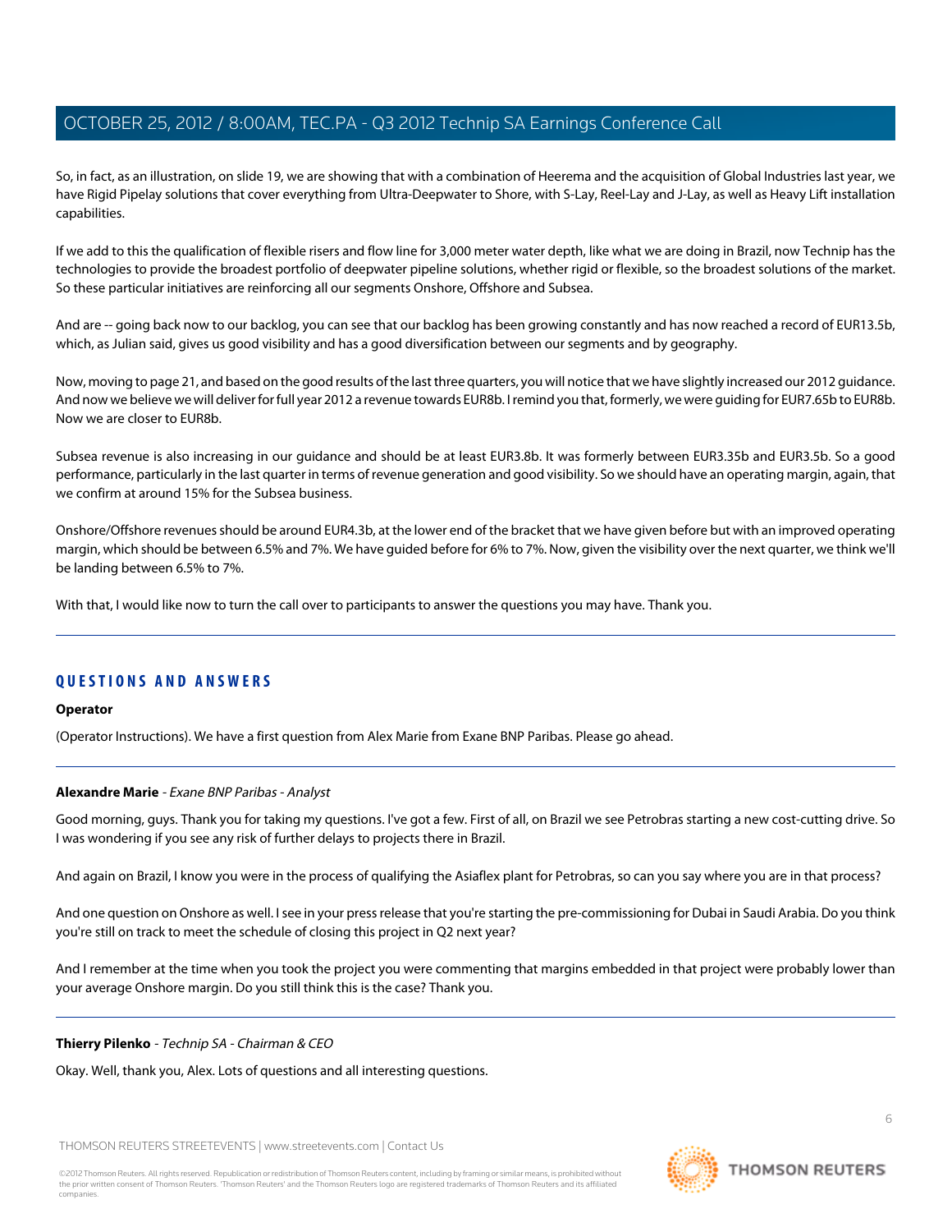So, in fact, as an illustration, on slide 19, we are showing that with a combination of Heerema and the acquisition of Global Industries last year, we have Rigid Pipelay solutions that cover everything from Ultra-Deepwater to Shore, with S-Lay, Reel-Lay and J-Lay, as well as Heavy Lift installation capabilities.

If we add to this the qualification of flexible risers and flow line for 3,000 meter water depth, like what we are doing in Brazil, now Technip has the technologies to provide the broadest portfolio of deepwater pipeline solutions, whether rigid or flexible, so the broadest solutions of the market. So these particular initiatives are reinforcing all our segments Onshore, Offshore and Subsea.

And are -- going back now to our backlog, you can see that our backlog has been growing constantly and has now reached a record of EUR13.5b, which, as Julian said, gives us good visibility and has a good diversification between our segments and by geography.

Now, moving to page 21, and based on the good results of the last three quarters, you will notice that we have slightly increased our 2012 guidance. And now we believe we will deliver for full year 2012 a revenue towards EUR8b. I remind you that, formerly, we were guiding for EUR7.65b to EUR8b. Now we are closer to EUR8b.

Subsea revenue is also increasing in our guidance and should be at least EUR3.8b. It was formerly between EUR3.35b and EUR3.5b. So a good performance, particularly in the last quarter in terms of revenue generation and good visibility. So we should have an operating margin, again, that we confirm at around 15% for the Subsea business.

Onshore/Offshore revenues should be around EUR4.3b, at the lower end of the bracket that we have given before but with an improved operating margin, which should be between 6.5% and 7%. We have guided before for 6% to 7%. Now, given the visibility over the next quarter, we think we'll be landing between 6.5% to 7%.

With that, I would like now to turn the call over to participants to answer the questions you may have. Thank you.

---

## QUESTIONS AND ANSWERS

**Operator**

(Operator Instructions). We have a first question from Alex Marie from Exane BNP Paribas. Please go ahead.

---

**Alexandre Marie** - *Exane BNP Paribas - Analyst*

Good morning, guys. Thank you for taking my questions. I've got a few. First of all, on Brazil we see Petrobras starting a new cost-cutting drive. So I was wondering if you see any risk of further delays to projects there in Brazil.

And again on Brazil, I know you were in the process of qualifying the Asiaflex plant for Petrobras, so can you say where you are in that process?

And one question on Onshore as well. I see in your press release that you're starting the pre-commissioning for Dubai in Saudi Arabia. Do you think you're still on track to meet the schedule of closing this project in Q2 next year?

And I remember at the time when you took the project you were commenting that margins embedded in that project were probably lower than your average Onshore margin. Do you still think this is the case? Thank you.

---

**Thierry Pilenko** - *Technip SA - Chairman & CEO*

Okay. Well, thank you, Alex. Lots of questions and all interesting questions.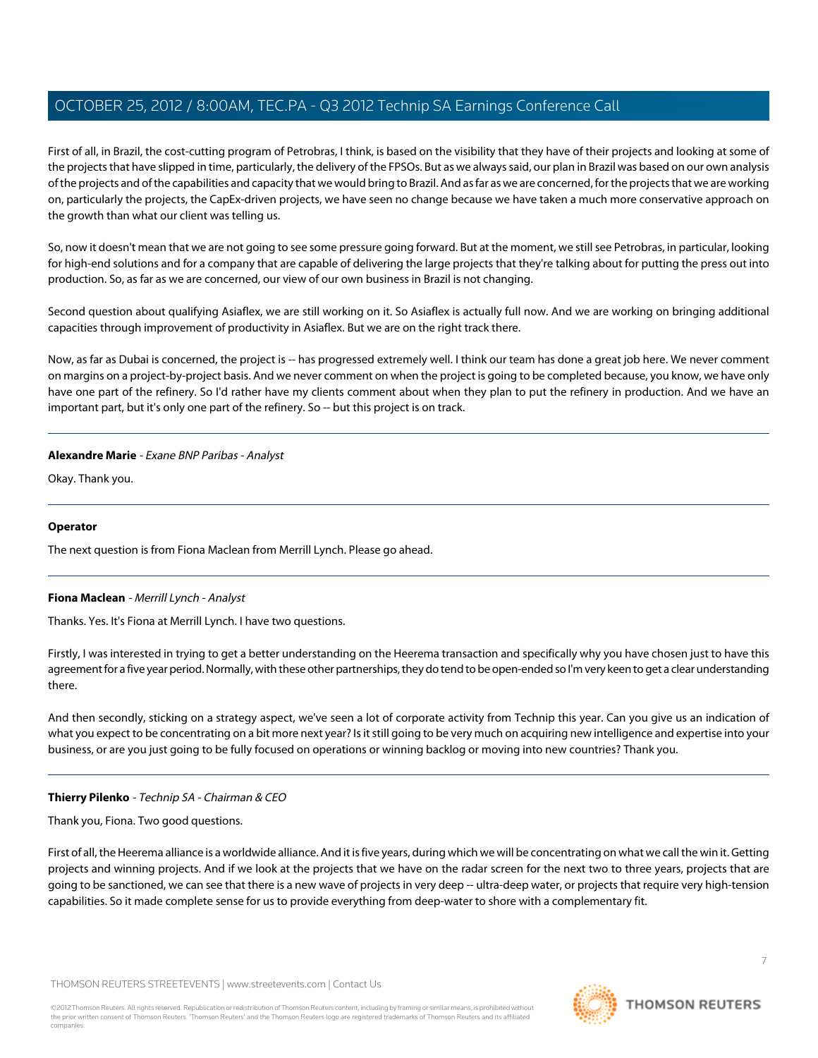First of all, in Brazil, the cost-cutting program of Petrobras, I think, is based on the visibility that they have of their projects and looking at some of the projects that have slipped in time, particularly, the delivery of the FPSOs. But as we always said, our plan in Brazil was based on our own analysis of the projects and of the capabilities and capacity that we would bring to Brazil. And as far as we are concerned, for the projects that we are working on, particularly the projects, the CapEx-driven projects, we have seen no change because we have taken a much more conservative approach on the growth than what our client was telling us.

So, now it doesn't mean that we are not going to see some pressure going forward. But at the moment, we still see Petrobras, in particular, looking for high-end solutions and for a company that are capable of delivering the large projects that they're talking about for putting the press out into production. So, as far as we are concerned, our view of our own business in Brazil is not changing.

Second question about qualifying Asiaflex, we are still working on it. So Asiaflex is actually full now. And we are working on bringing additional capacities through improvement of productivity in Asiaflex. But we are on the right track there.

Now, as far as Dubai is concerned, the project is -- has progressed extremely well. I think our team has done a great job here. We never comment on margins on a project-by-project basis. And we never comment on when the project is going to be completed because, you know, we have only have one part of the refinery. So I'd rather have my clients comment about when they plan to put the refinery in production. And we have an important part, but it's only one part of the refinery. So -- but this project is on track.

---

**Alexandre Marie** - *Exane BNP Paribas - Analyst*

Okay. Thank you.

---

**Operator**

The next question is from Fiona Maclean from Merrill Lynch. Please go ahead.

---

**Fiona Maclean** - *Merrill Lynch - Analyst*

Thanks. Yes. It's Fiona at Merrill Lynch. I have two questions.

Firstly, I was interested in trying to get a better understanding on the Heerema transaction and specifically why you have chosen just to have this agreement for a five year period. Normally, with these other partnerships, they do tend to be open-ended so I'm very keen to get a clear understanding there.

And then secondly, sticking on a strategy aspect, we've seen a lot of corporate activity from Technip this year. Can you give us an indication of what you expect to be concentrating on a bit more next year? Is it still going to be very much on acquiring new intelligence and expertise into your business, or are you just going to be fully focused on operations or winning backlog or moving into new countries? Thank you.

---

**Thierry Pilenko** - *Technip SA - Chairman & CEO*

Thank you, Fiona. Two good questions.

First of all, the Heerema alliance is a worldwide alliance. And it is five years, during which we will be concentrating on what we call the win it. Getting projects and winning projects. And if we look at the projects that we have on the radar screen for the next two to three years, projects that are going to be sanctioned, we can see that there is a new wave of projects in very deep -- ultra-deep water, or projects that require very high-tension capabilities. So it made complete sense for us to provide everything from deep-water to shore with a complementary fit.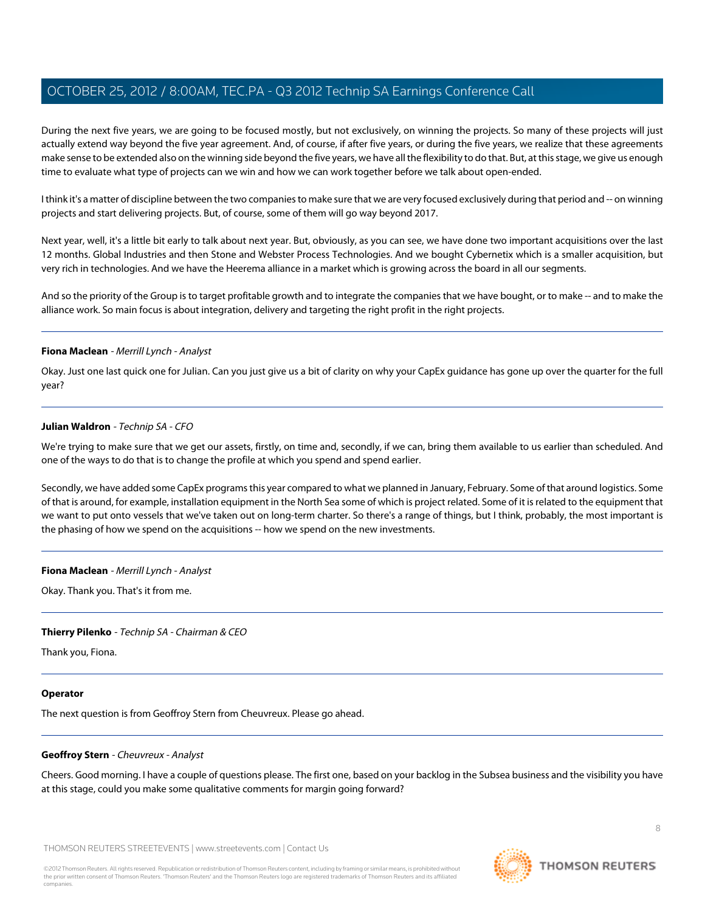During the next five years, we are going to be focused mostly, but not exclusively, on winning the projects. So many of these projects will just actually extend way beyond the five year agreement. And, of course, if after five years, or during the five years, we realize that these agreements make sense to be extended also on the winning side beyond the five years, we have all the flexibility to do that. But, at this stage, we give us enough time to evaluate what type of projects can we win and how we can work together before we talk about open-ended.

I think it's a matter of discipline between the two companies to make sure that we are very focused exclusively during that period and -- on winning projects and start delivering projects. But, of course, some of them will go way beyond 2017.

Next year, well, it's a little bit early to talk about next year. But, obviously, as you can see, we have done two important acquisitions over the last 12 months. Global Industries and then Stone and Webster Process Technologies. And we bought Cybernetix which is a smaller acquisition, but very rich in technologies. And we have the Heerema alliance in a market which is growing across the board in all our segments.

And so the priority of the Group is to target profitable growth and to integrate the companies that we have bought, or to make -- and to make the alliance work. So main focus is about integration, delivery and targeting the right profit in the right projects.

---

**Fiona Maclean** - *Merrill Lynch - Analyst*

Okay. Just one last quick one for Julian. Can you just give us a bit of clarity on why your CapEx guidance has gone up over the quarter for the full year?

---

**Julian Waldron** - *Technip SA - CFO*

We're trying to make sure that we get our assets, firstly, on time and, secondly, if we can, bring them available to us earlier than scheduled. And one of the ways to do that is to change the profile at which you spend and spend earlier.

Secondly, we have added some CapEx programs this year compared to what we planned in January, February. Some of that around logistics. Some of that is around, for example, installation equipment in the North Sea some of which is project related. Some of it is related to the equipment that we want to put onto vessels that we've taken out on long-term charter. So there's a range of things, but I think, probably, the most important is the phasing of how we spend on the acquisitions -- how we spend on the new investments.

---

**Fiona Maclean** - *Merrill Lynch - Analyst*

Okay. Thank you. That's it from me.

---

**Thierry Pilenko** - *Technip SA - Chairman & CEO*

Thank you, Fiona.

---

**Operator**

The next question is from Geoffroy Stern from Cheuvreux. Please go ahead.

---

**Geoffroy Stern** - *Cheuvreux - Analyst*

Cheers. Good morning. I have a couple of questions please. The first one, based on your backlog in the Subsea business and the visibility you have at this stage, could you make some qualitative comments for margin going forward?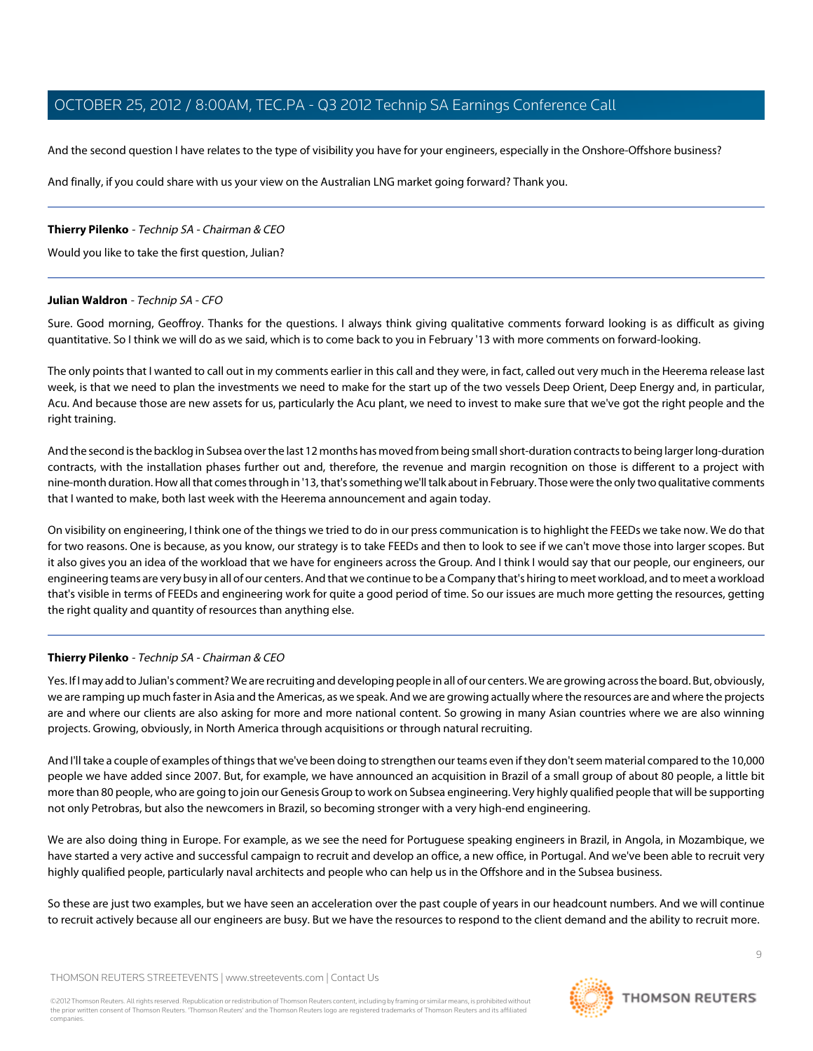And the second question I have relates to the type of visibility you have for your engineers, especially in the Onshore-Offshore business?

And finally, if you could share with us your view on the Australian LNG market going forward? Thank you.

---

**Thierry Pilenko** - *Technip SA - Chairman & CEO*

Would you like to take the first question, Julian?

---

**Julian Waldron** - *Technip SA - CFO*

Sure. Good morning, Geoffroy. Thanks for the questions. I always think giving qualitative comments forward looking is as difficult as giving quantitative. So I think we will do as we said, which is to come back to you in February '13 with more comments on forward-looking.

The only points that I wanted to call out in my comments earlier in this call and they were, in fact, called out very much in the Heerema release last week, is that we need to plan the investments we need to make for the start up of the two vessels Deep Orient, Deep Energy and, in particular, Acu. And because those are new assets for us, particularly the Acu plant, we need to invest to make sure that we've got the right people and the right training.

And the second is the backlog in Subsea over the last 12 months has moved from being small short-duration contracts to being larger long-duration contracts, with the installation phases further out and, therefore, the revenue and margin recognition on those is different to a project with nine-month duration. How all that comes through in '13, that's something we'll talk about in February. Those were the only two qualitative comments that I wanted to make, both last week with the Heerema announcement and again today.

On visibility on engineering, I think one of the things we tried to do in our press communication is to highlight the FEEDs we take now. We do that for two reasons. One is because, as you know, our strategy is to take FEEDs and then to look to see if we can't move those into larger scopes. But it also gives you an idea of the workload that we have for engineers across the Group. And I think I would say that our people, our engineers, our engineering teams are very busy in all of our centers. And that we continue to be a Company that's hiring to meet workload, and to meet a workload that's visible in terms of FEEDs and engineering work for quite a good period of time. So our issues are much more getting the resources, getting the right quality and quantity of resources than anything else.

---

**Thierry Pilenko** - *Technip SA - Chairman & CEO*

Yes. If I may add to Julian's comment? We are recruiting and developing people in all of our centers. We are growing across the board. But, obviously, we are ramping up much faster in Asia and the Americas, as we speak. And we are growing actually where the resources are and where the projects are and where our clients are also asking for more and more national content. So growing in many Asian countries where we are also winning projects. Growing, obviously, in North America through acquisitions or through natural recruiting.

And I'll take a couple of examples of things that we've been doing to strengthen our teams even if they don't seem material compared to the 10,000 people we have added since 2007. But, for example, we have announced an acquisition in Brazil of a small group of about 80 people, a little bit more than 80 people, who are going to join our Genesis Group to work on Subsea engineering. Very highly qualified people that will be supporting not only Petrobras, but also the newcomers in Brazil, so becoming stronger with a very high-end engineering.

We are also doing thing in Europe. For example, as we see the need for Portuguese speaking engineers in Brazil, in Angola, in Mozambique, we have started a very active and successful campaign to recruit and develop an office, a new office, in Portugal. And we've been able to recruit very highly qualified people, particularly naval architects and people who can help us in the Offshore and in the Subsea business.

So these are just two examples, but we have seen an acceleration over the past couple of years in our headcount numbers. And we will continue to recruit actively because all our engineers are busy. But we have the resources to respond to the client demand and the ability to recruit more.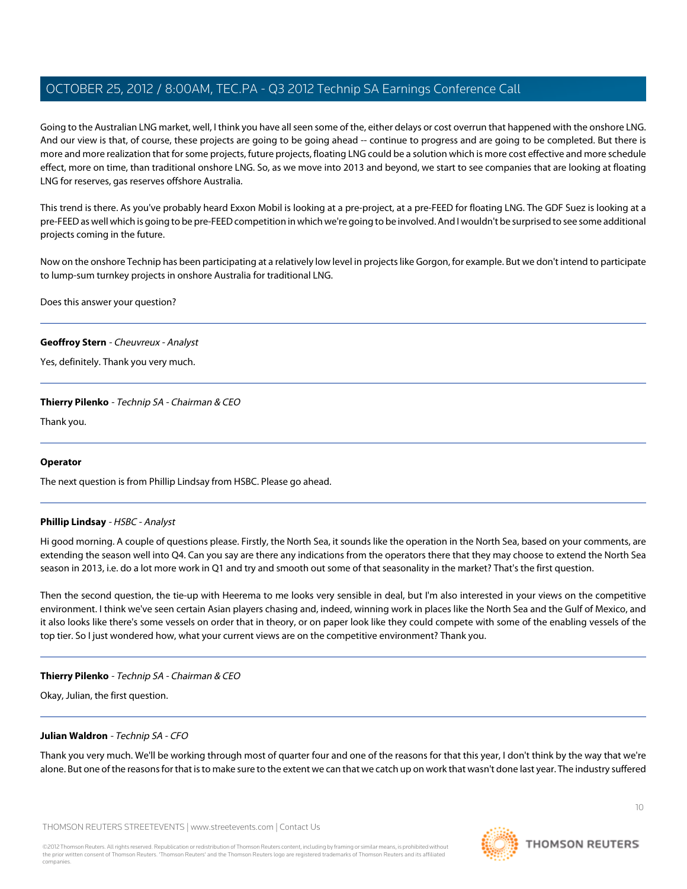Going to the Australian LNG market, well, I think you have all seen some of the, either delays or cost overrun that happened with the onshore LNG. And our view is that, of course, these projects are going to be going ahead -- continue to progress and are going to be completed. But there is more and more realization that for some projects, future projects, floating LNG could be a solution which is more cost effective and more schedule effect, more on time, than traditional onshore LNG. So, as we move into 2013 and beyond, we start to see companies that are looking at floating LNG for reserves, gas reserves offshore Australia.

This trend is there. As you've probably heard Exxon Mobil is looking at a pre-project, at a pre-FEED for floating LNG. The GDF Suez is looking at a pre-FEED as well which is going to be pre-FEED competition in which we're going to be involved. And I wouldn't be surprised to see some additional projects coming in the future.

Now on the onshore Technip has been participating at a relatively low level in projects like Gorgon, for example. But we don't intend to participate to lump-sum turnkey projects in onshore Australia for traditional LNG.

Does this answer your question?

---

**Geoffroy Stern** - *Cheuvreux - Analyst*

Yes, definitely. Thank you very much.

---

**Thierry Pilenko** - *Technip SA - Chairman & CEO*

Thank you.

---

**Operator**

The next question is from Phillip Lindsay from HSBC. Please go ahead.

---

**Phillip Lindsay** - *HSBC - Analyst*

Hi good morning. A couple of questions please. Firstly, the North Sea, it sounds like the operation in the North Sea, based on your comments, are extending the season well into Q4. Can you say are there any indications from the operators there that they may choose to extend the North Sea season in 2013, i.e. do a lot more work in Q1 and try and smooth out some of that seasonality in the market? That's the first question.

Then the second question, the tie-up with Heerema to me looks very sensible in deal, but I'm also interested in your views on the competitive environment. I think we've seen certain Asian players chasing and, indeed, winning work in places like the North Sea and the Gulf of Mexico, and it also looks like there's some vessels on order that in theory, or on paper look like they could compete with some of the enabling vessels of the top tier. So I just wondered how, what your current views are on the competitive environment? Thank you.

---

**Thierry Pilenko** - *Technip SA - Chairman & CEO*

Okay, Julian, the first question.

---

**Julian Waldron** - *Technip SA - CFO*

Thank you very much. We'll be working through most of quarter four and one of the reasons for that this year, I don't think by the way that we're alone. But one of the reasons for that is to make sure to the extent we can that we catch up on work that wasn't done last year. The industry suffered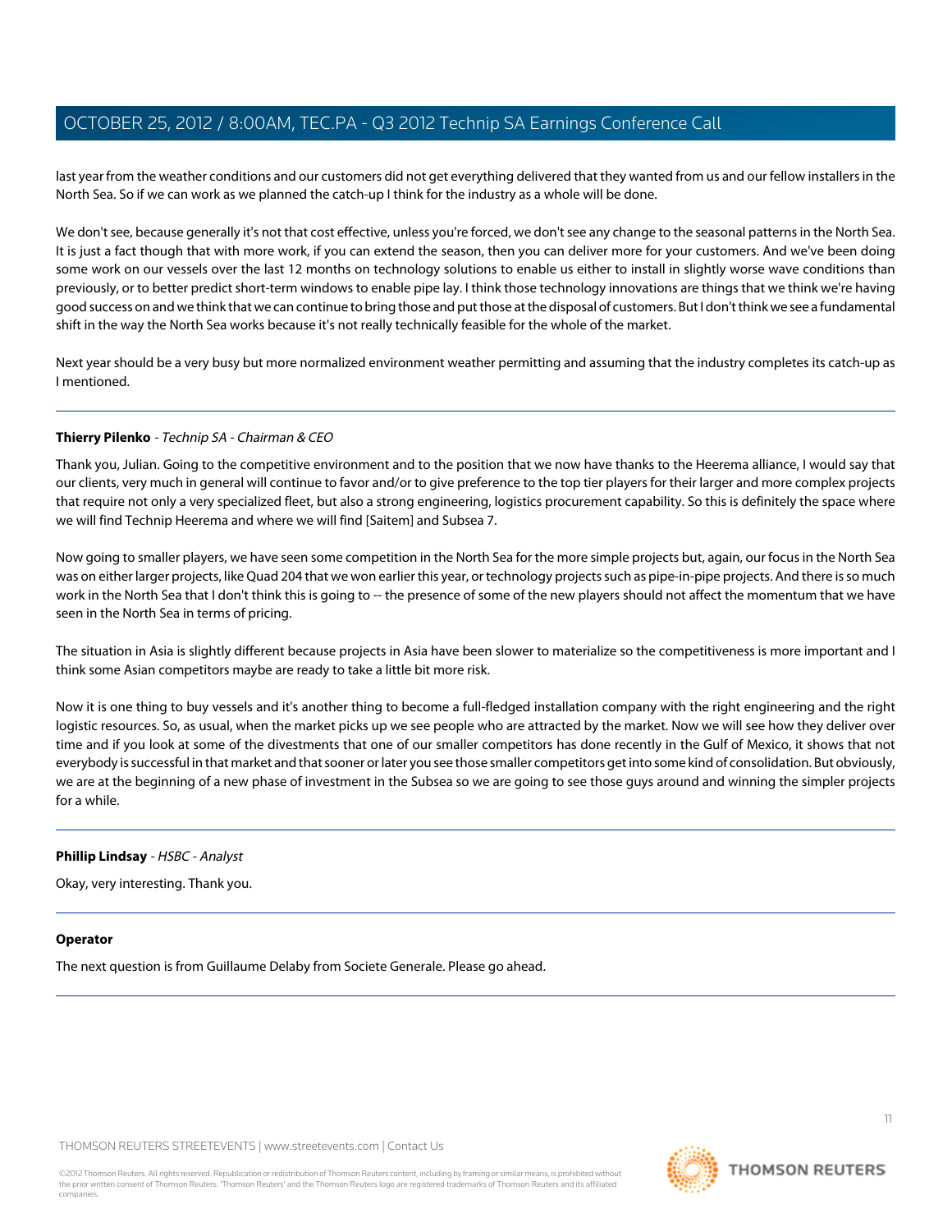last year from the weather conditions and our customers did not get everything delivered that they wanted from us and our fellow installers in the North Sea. So if we can work as we planned the catch-up I think for the industry as a whole will be done.

We don't see, because generally it's not that cost effective, unless you're forced, we don't see any change to the seasonal patterns in the North Sea. It is just a fact though that with more work, if you can extend the season, then you can deliver more for your customers. And we've been doing some work on our vessels over the last 12 months on technology solutions to enable us either to install in slightly worse wave conditions than previously, or to better predict short-term windows to enable pipe lay. I think those technology innovations are things that we think we're having good success on and we think that we can continue to bring those and put those at the disposal of customers. But I don't think we see a fundamental shift in the way the North Sea works because it's not really technically feasible for the whole of the market.

Next year should be a very busy but more normalized environment weather permitting and assuming that the industry completes its catch-up as I mentioned.

---

**Thierry Pilenko** - *Technip SA - Chairman & CEO*

Thank you, Julian. Going to the competitive environment and to the position that we now have thanks to the Heerema alliance, I would say that our clients, very much in general will continue to favor and/or to give preference to the top tier players for their larger and more complex projects that require not only a very specialized fleet, but also a strong engineering, logistics procurement capability. So this is definitely the space where we will find Technip Heerema and where we will find [Saitem] and Subsea 7.

Now going to smaller players, we have seen some competition in the North Sea for the more simple projects but, again, our focus in the North Sea was on either larger projects, like Quad 204 that we won earlier this year, or technology projects such as pipe-in-pipe projects. And there is so much work in the North Sea that I don't think this is going to -- the presence of some of the new players should not affect the momentum that we have seen in the North Sea in terms of pricing.

The situation in Asia is slightly different because projects in Asia have been slower to materialize so the competitiveness is more important and I think some Asian competitors maybe are ready to take a little bit more risk.

Now it is one thing to buy vessels and it's another thing to become a full-fledged installation company with the right engineering and the right logistic resources. So, as usual, when the market picks up we see people who are attracted by the market. Now we will see how they deliver over time and if you look at some of the divestments that one of our smaller competitors has done recently in the Gulf of Mexico, it shows that not everybody is successful in that market and that sooner or later you see those smaller competitors get into some kind of consolidation. But obviously, we are at the beginning of a new phase of investment in the Subsea so we are going to see those guys around and winning the simpler projects for a while.

---

**Phillip Lindsay** - *HSBC - Analyst*

Okay, very interesting. Thank you.

---

**Operator**

The next question is from Guillaume Delaby from Societe Generale. Please go ahead.

---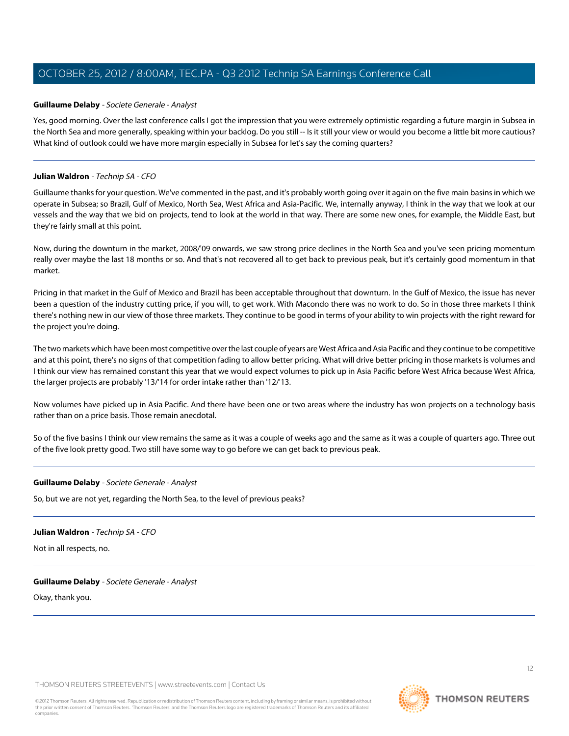**Guillaume Delaby** - *Societe Generale - Analyst*

Yes, good morning. Over the last conference calls I got the impression that you were extremely optimistic regarding a future margin in Subsea in the North Sea and more generally, speaking within your backlog. Do you still -- Is it still your view or would you become a little bit more cautious? What kind of outlook could we have more margin especially in Subsea for let's say the coming quarters?

---

**Julian Waldron** - *Technip SA - CFO*

Guillaume thanks for your question. We've commented in the past, and it's probably worth going over it again on the five main basins in which we operate in Subsea; so Brazil, Gulf of Mexico, North Sea, West Africa and Asia-Pacific. We, internally anyway, I think in the way that we look at our vessels and the way that we bid on projects, tend to look at the world in that way. There are some new ones, for example, the Middle East, but they're fairly small at this point.

Now, during the downturn in the market, 2008/'09 onwards, we saw strong price declines in the North Sea and you've seen pricing momentum really over maybe the last 18 months or so. And that's not recovered all to get back to previous peak, but it's certainly good momentum in that market.

Pricing in that market in the Gulf of Mexico and Brazil has been acceptable throughout that downturn. In the Gulf of Mexico, the issue has never been a question of the industry cutting price, if you will, to get work. With Macondo there was no work to do. So in those three markets I think there's nothing new in our view of those three markets. They continue to be good in terms of your ability to win projects with the right reward for the project you're doing.

The two markets which have been most competitive over the last couple of years are West Africa and Asia Pacific and they continue to be competitive and at this point, there's no signs of that competition fading to allow better pricing. What will drive better pricing in those markets is volumes and I think our view has remained constant this year that we would expect volumes to pick up in Asia Pacific before West Africa because West Africa, the larger projects are probably '13/'14 for order intake rather than '12/'13.

Now volumes have picked up in Asia Pacific. And there have been one or two areas where the industry has won projects on a technology basis rather than on a price basis. Those remain anecdotal.

So of the five basins I think our view remains the same as it was a couple of weeks ago and the same as it was a couple of quarters ago. Three out of the five look pretty good. Two still have some way to go before we can get back to previous peak.

---

**Guillaume Delaby** - *Societe Generale - Analyst*

So, but we are not yet, regarding the North Sea, to the level of previous peaks?

---

**Julian Waldron** - *Technip SA - CFO*

Not in all respects, no.

---

**Guillaume Delaby** - *Societe Generale - Analyst*

Okay, thank you.

---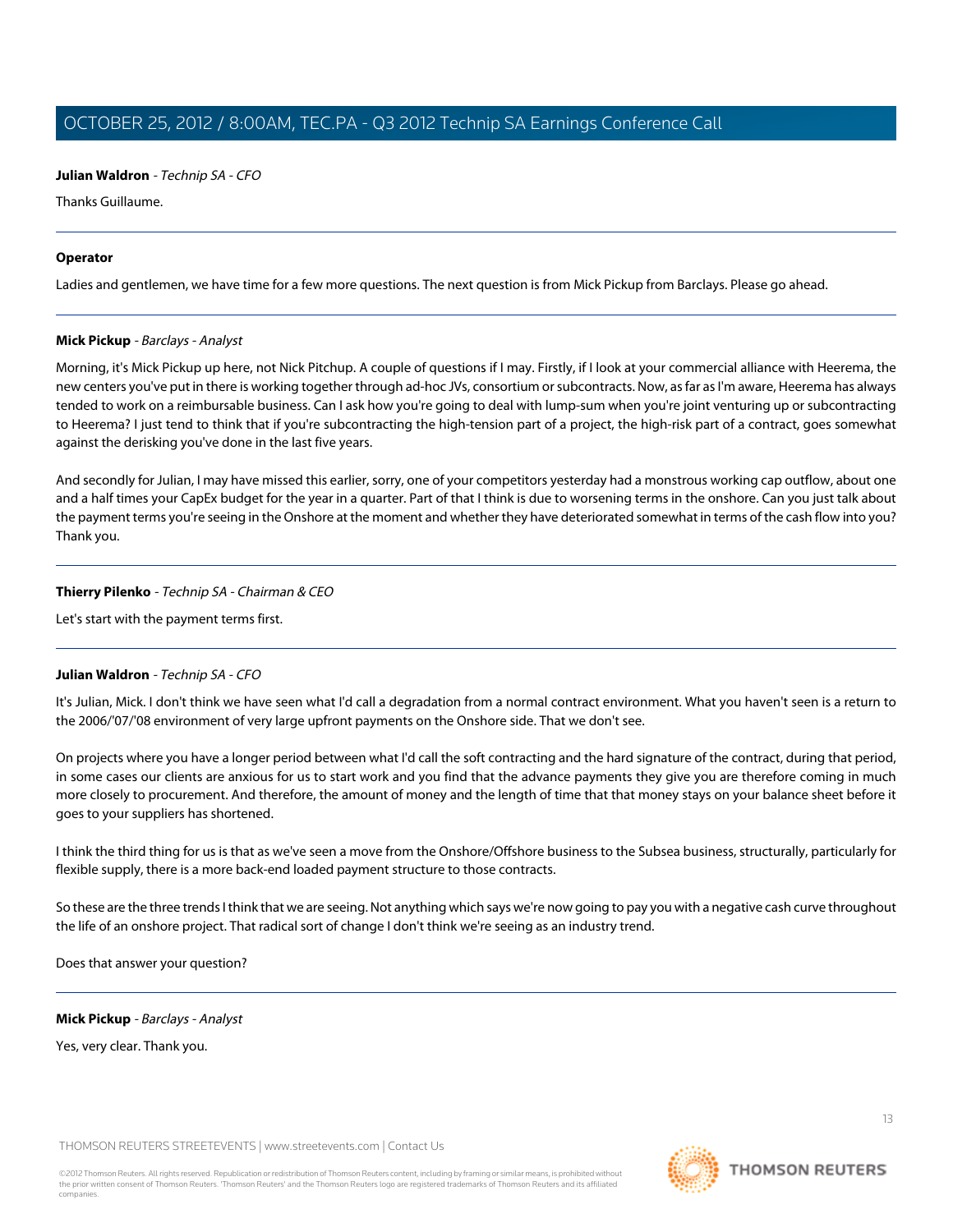**Julian Waldron** - *Technip SA - CFO*

Thanks Guillaume.

---

**Operator**

Ladies and gentlemen, we have time for a few more questions. The next question is from Mick Pickup from Barclays. Please go ahead.

---

**Mick Pickup** - *Barclays - Analyst*

Morning, it's Mick Pickup up here, not Nick Pitchup. A couple of questions if I may. Firstly, if I look at your commercial alliance with Heerema, the new centers you've put in there is working together through ad-hoc JVs, consortium or subcontracts. Now, as far as I'm aware, Heerema has always tended to work on a reimbursable business. Can I ask how you're going to deal with lump-sum when you're joint venturing up or subcontracting to Heerema? I just tend to think that if you're subcontracting the high-tension part of a project, the high-risk part of a contract, goes somewhat against the derisking you've done in the last five years.

And secondly for Julian, I may have missed this earlier, sorry, one of your competitors yesterday had a monstrous working cap outflow, about one and a half times your CapEx budget for the year in a quarter. Part of that I think is due to worsening terms in the onshore. Can you just talk about the payment terms you're seeing in the Onshore at the moment and whether they have deteriorated somewhat in terms of the cash flow into you? Thank you.

---

**Thierry Pilenko** - *Technip SA - Chairman & CEO*

Let's start with the payment terms first.

---

**Julian Waldron** - *Technip SA - CFO*

It's Julian, Mick. I don't think we have seen what I'd call a degradation from a normal contract environment. What you haven't seen is a return to the 2006/'07/'08 environment of very large upfront payments on the Onshore side. That we don't see.

On projects where you have a longer period between what I'd call the soft contracting and the hard signature of the contract, during that period, in some cases our clients are anxious for us to start work and you find that the advance payments they give you are therefore coming in much more closely to procurement. And therefore, the amount of money and the length of time that that money stays on your balance sheet before it goes to your suppliers has shortened.

I think the third thing for us is that as we've seen a move from the Onshore/Offshore business to the Subsea business, structurally, particularly for flexible supply, there is a more back-end loaded payment structure to those contracts.

So these are the three trends I think that we are seeing. Not anything which says we're now going to pay you with a negative cash curve throughout the life of an onshore project. That radical sort of change I don't think we're seeing as an industry trend.

Does that answer your question?

---

**Mick Pickup** - *Barclays - Analyst*

Yes, very clear. Thank you.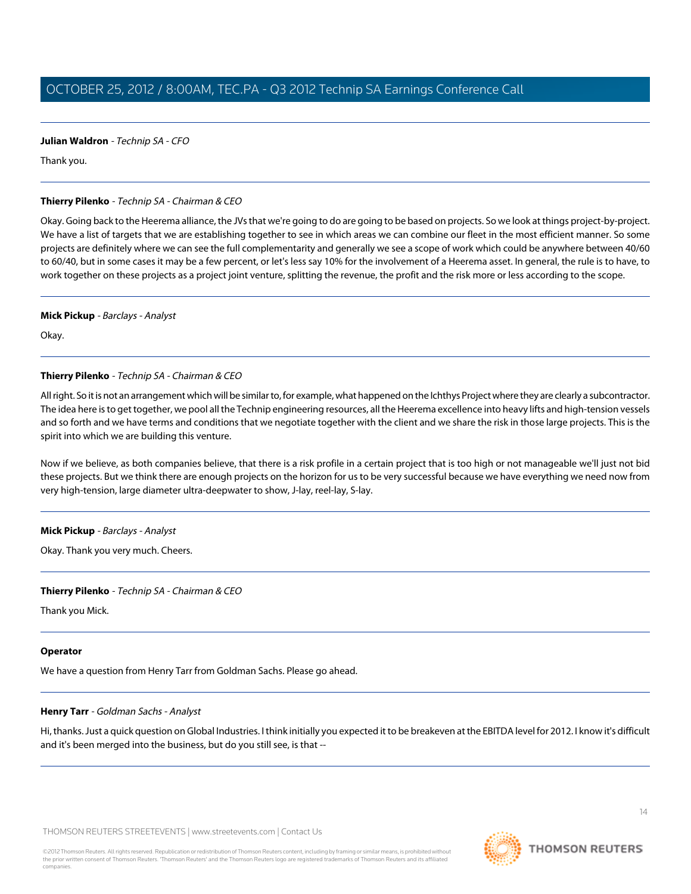**Julian Waldron** - *Technip SA - CFO*

Thank you.

---

**Thierry Pilenko** - *Technip SA - Chairman & CEO*

Okay. Going back to the Heerema alliance, the JVs that we're going to do are going to be based on projects. So we look at things project-by-project. We have a list of targets that we are establishing together to see in which areas we can combine our fleet in the most efficient manner. So some projects are definitely where we can see the full complementarity and generally we see a scope of work which could be anywhere between 40/60 to 60/40, but in some cases it may be a few percent, or let's less say 10% for the involvement of a Heerema asset. In general, the rule is to have, to work together on these projects as a project joint venture, splitting the revenue, the profit and the risk more or less according to the scope.

---

**Mick Pickup** - *Barclays - Analyst*

Okay.

---

**Thierry Pilenko** - *Technip SA - Chairman & CEO*

All right. So it is not an arrangement which will be similar to, for example, what happened on the Ichthys Project where they are clearly a subcontractor. The idea here is to get together, we pool all the Technip engineering resources, all the Heerema excellence into heavy lifts and high-tension vessels and so forth and we have terms and conditions that we negotiate together with the client and we share the risk in those large projects. This is the spirit into which we are building this venture.

Now if we believe, as both companies believe, that there is a risk profile in a certain project that is too high or not manageable we'll just not bid these projects. But we think there are enough projects on the horizon for us to be very successful because we have everything we need now from very high-tension, large diameter ultra-deepwater to show, J-lay, reel-lay, S-lay.

---

**Mick Pickup** - *Barclays - Analyst*

Okay. Thank you very much. Cheers.

---

**Thierry Pilenko** - *Technip SA - Chairman & CEO*

Thank you Mick.

---

**Operator**

We have a question from Henry Tarr from Goldman Sachs. Please go ahead.

---

**Henry Tarr** - *Goldman Sachs - Analyst*

Hi, thanks. Just a quick question on Global Industries. I think initially you expected it to be breakeven at the EBITDA level for 2012. I know it's difficult and it's been merged into the business, but do you still see, is that --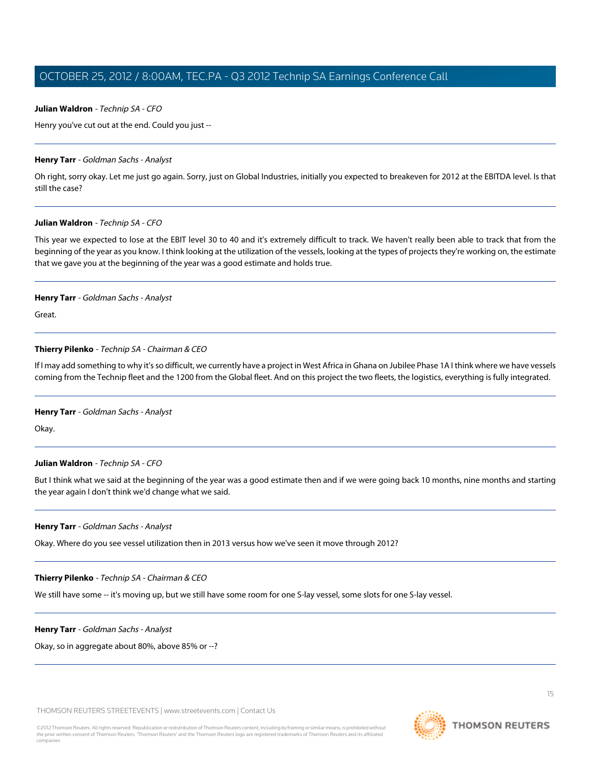**Julian Waldron** - *Technip SA - CFO*

Henry you've cut out at the end. Could you just --

---

**Henry Tarr** - *Goldman Sachs - Analyst*

Oh right, sorry okay. Let me just go again. Sorry, just on Global Industries, initially you expected to breakeven for 2012 at the EBITDA level. Is that still the case?

---

**Julian Waldron** - *Technip SA - CFO*

This year we expected to lose at the EBIT level 30 to 40 and it's extremely difficult to track. We haven't really been able to track that from the beginning of the year as you know. I think looking at the utilization of the vessels, looking at the types of projects they're working on, the estimate that we gave you at the beginning of the year was a good estimate and holds true.

---

**Henry Tarr** - *Goldman Sachs - Analyst*

Great.

---

**Thierry Pilenko** - *Technip SA - Chairman & CEO*

If I may add something to why it's so difficult, we currently have a project in West Africa in Ghana on Jubilee Phase 1A I think where we have vessels coming from the Technip fleet and the 1200 from the Global fleet. And on this project the two fleets, the logistics, everything is fully integrated.

---

**Henry Tarr** - *Goldman Sachs - Analyst*

Okay.

---

**Julian Waldron** - *Technip SA - CFO*

But I think what we said at the beginning of the year was a good estimate then and if we were going back 10 months, nine months and starting the year again I don't think we'd change what we said.

---

**Henry Tarr** - *Goldman Sachs - Analyst*

Okay. Where do you see vessel utilization then in 2013 versus how we've seen it move through 2012?

---

**Thierry Pilenko** - *Technip SA - Chairman & CEO*

We still have some -- it's moving up, but we still have some room for one S-lay vessel, some slots for one S-lay vessel.

---

**Henry Tarr** - *Goldman Sachs - Analyst*

Okay, so in aggregate about 80%, above 85% or --?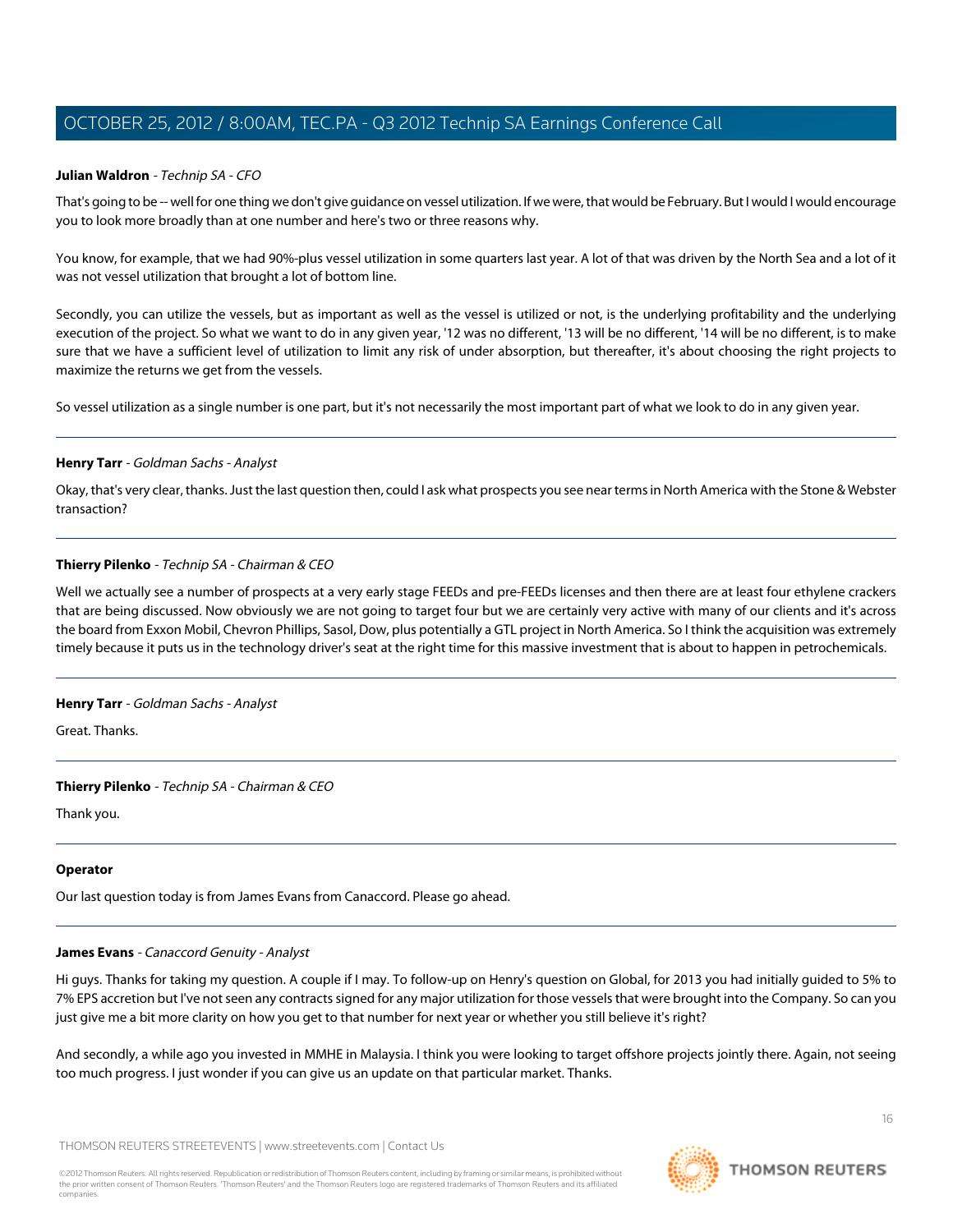**Julian Waldron** - *Technip SA - CFO*

That's going to be -- well for one thing we don't give guidance on vessel utilization. If we were, that would be February. But I would I would encourage you to look more broadly than at one number and here's two or three reasons why.

You know, for example, that we had 90%-plus vessel utilization in some quarters last year. A lot of that was driven by the North Sea and a lot of it was not vessel utilization that brought a lot of bottom line.

Secondly, you can utilize the vessels, but as important as well as the vessel is utilized or not, is the underlying profitability and the underlying execution of the project. So what we want to do in any given year, '12 was no different, '13 will be no different, '14 will be no different, is to make sure that we have a sufficient level of utilization to limit any risk of under absorption, but thereafter, it's about choosing the right projects to maximize the returns we get from the vessels.

So vessel utilization as a single number is one part, but it's not necessarily the most important part of what we look to do in any given year.

---

**Henry Tarr** - *Goldman Sachs - Analyst*

Okay, that's very clear, thanks. Just the last question then, could I ask what prospects you see near terms in North America with the Stone & Webster transaction?

---

**Thierry Pilenko** - *Technip SA - Chairman & CEO*

Well we actually see a number of prospects at a very early stage FEEDs and pre-FEEDs licenses and then there are at least four ethylene crackers that are being discussed. Now obviously we are not going to target four but we are certainly very active with many of our clients and it's across the board from Exxon Mobil, Chevron Phillips, Sasol, Dow, plus potentially a GTL project in North America. So I think the acquisition was extremely timely because it puts us in the technology driver's seat at the right time for this massive investment that is about to happen in petrochemicals.

---

**Henry Tarr** - *Goldman Sachs - Analyst*

Great. Thanks.

---

**Thierry Pilenko** - *Technip SA - Chairman & CEO*

Thank you.

---

**Operator**

Our last question today is from James Evans from Canaccord. Please go ahead.

---

**James Evans** - *Canaccord Genuity - Analyst*

Hi guys. Thanks for taking my question. A couple if I may. To follow-up on Henry's question on Global, for 2013 you had initially guided to 5% to 7% EPS accretion but I've not seen any contracts signed for any major utilization for those vessels that were brought into the Company. So can you just give me a bit more clarity on how you get to that number for next year or whether you still believe it's right?

And secondly, a while ago you invested in MMHE in Malaysia. I think you were looking to target offshore projects jointly there. Again, not seeing too much progress. I just wonder if you can give us an update on that particular market. Thanks.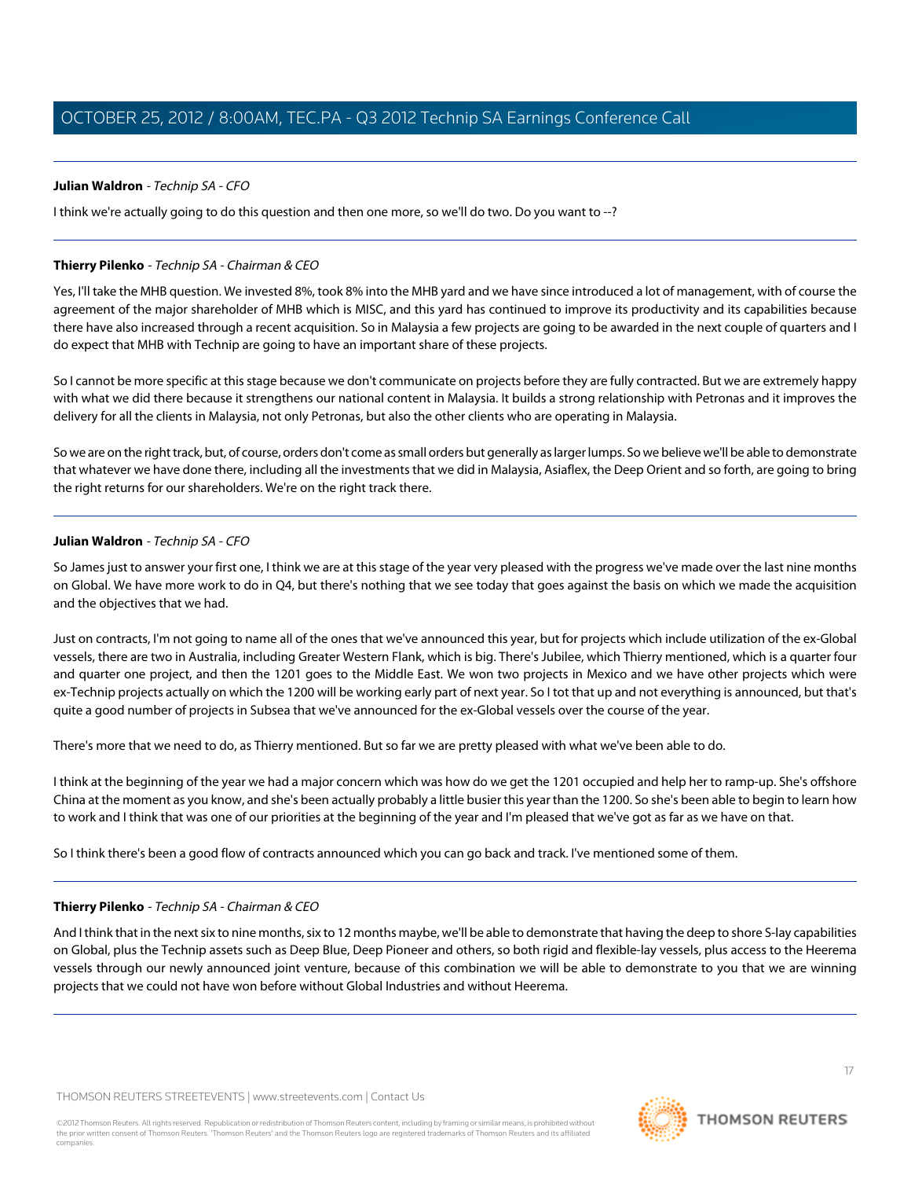**Julian Waldron** - *Technip SA - CFO*

I think we're actually going to do this question and then one more, so we'll do two. Do you want to --?

---

**Thierry Pilenko** - *Technip SA - Chairman & CEO*

Yes, I'll take the MHB question. We invested 8%, took 8% into the MHB yard and we have since introduced a lot of management, with of course the agreement of the major shareholder of MHB which is MISC, and this yard has continued to improve its productivity and its capabilities because there have also increased through a recent acquisition. So in Malaysia a few projects are going to be awarded in the next couple of quarters and I do expect that MHB with Technip are going to have an important share of these projects.

So I cannot be more specific at this stage because we don't communicate on projects before they are fully contracted. But we are extremely happy with what we did there because it strengthens our national content in Malaysia. It builds a strong relationship with Petronas and it improves the delivery for all the clients in Malaysia, not only Petronas, but also the other clients who are operating in Malaysia.

So we are on the right track, but, of course, orders don't come as small orders but generally as larger lumps. So we believe we'll be able to demonstrate that whatever we have done there, including all the investments that we did in Malaysia, Asiaflex, the Deep Orient and so forth, are going to bring the right returns for our shareholders. We're on the right track there.

---

**Julian Waldron** - *Technip SA - CFO*

So James just to answer your first one, I think we are at this stage of the year very pleased with the progress we've made over the last nine months on Global. We have more work to do in Q4, but there's nothing that we see today that goes against the basis on which we made the acquisition and the objectives that we had.

Just on contracts, I'm not going to name all of the ones that we've announced this year, but for projects which include utilization of the ex-Global vessels, there are two in Australia, including Greater Western Flank, which is big. There's Jubilee, which Thierry mentioned, which is a quarter four and quarter one project, and then the 1201 goes to the Middle East. We won two projects in Mexico and we have other projects which were ex-Technip projects actually on which the 1200 will be working early part of next year. So I tot that up and not everything is announced, but that's quite a good number of projects in Subsea that we've announced for the ex-Global vessels over the course of the year.

There's more that we need to do, as Thierry mentioned. But so far we are pretty pleased with what we've been able to do.

I think at the beginning of the year we had a major concern which was how do we get the 1201 occupied and help her to ramp-up. She's offshore China at the moment as you know, and she's been actually probably a little busier this year than the 1200. So she's been able to begin to learn how to work and I think that was one of our priorities at the beginning of the year and I'm pleased that we've got as far as we have on that.

So I think there's been a good flow of contracts announced which you can go back and track. I've mentioned some of them.

---

**Thierry Pilenko** - *Technip SA - Chairman & CEO*

And I think that in the next six to nine months, six to 12 months maybe, we'll be able to demonstrate that having the deep to shore S-lay capabilities on Global, plus the Technip assets such as Deep Blue, Deep Pioneer and others, so both rigid and flexible-lay vessels, plus access to the Heerema vessels through our newly announced joint venture, because of this combination we will be able to demonstrate to you that we are winning projects that we could not have won before without Global Industries and without Heerema.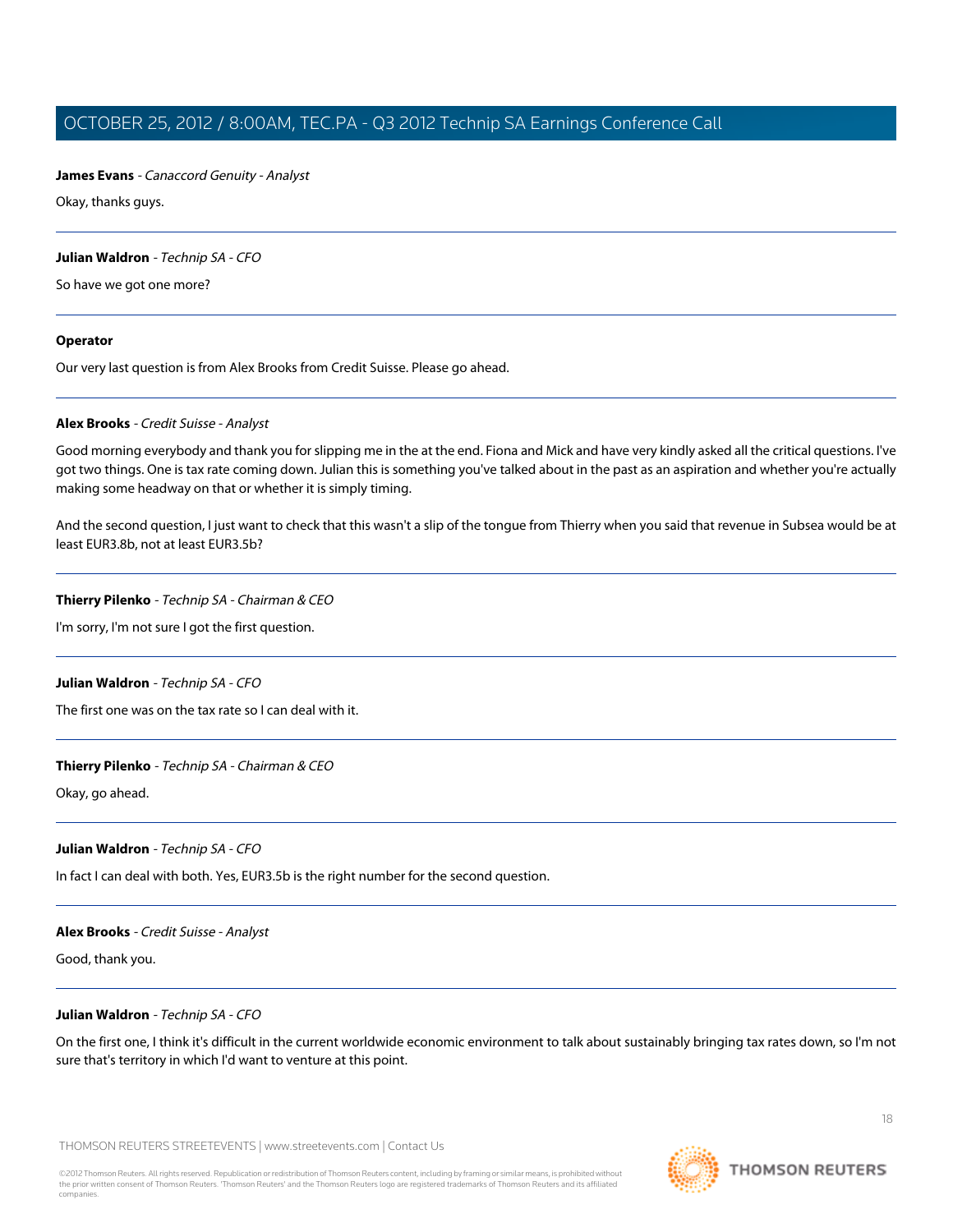**James Evans** - *Canaccord Genuity - Analyst*

Okay, thanks guys.

---

**Julian Waldron** - *Technip SA - CFO*

So have we got one more?

---

**Operator**

Our very last question is from Alex Brooks from Credit Suisse. Please go ahead.

---

**Alex Brooks** - *Credit Suisse - Analyst*

Good morning everybody and thank you for slipping me in the at the end. Fiona and Mick and have very kindly asked all the critical questions. I've got two things. One is tax rate coming down. Julian this is something you've talked about in the past as an aspiration and whether you're actually making some headway on that or whether it is simply timing.

And the second question, I just want to check that this wasn't a slip of the tongue from Thierry when you said that revenue in Subsea would be at least EUR3.8b, not at least EUR3.5b?

---

**Thierry Pilenko** - *Technip SA - Chairman & CEO*

I'm sorry, I'm not sure I got the first question.

---

**Julian Waldron** - *Technip SA - CFO*

The first one was on the tax rate so I can deal with it.

---

**Thierry Pilenko** - *Technip SA - Chairman & CEO*

Okay, go ahead.

---

**Julian Waldron** - *Technip SA - CFO*

In fact I can deal with both. Yes, EUR3.5b is the right number for the second question.

---

**Alex Brooks** - *Credit Suisse - Analyst*

Good, thank you.

---

**Julian Waldron** - *Technip SA - CFO*

On the first one, I think it's difficult in the current worldwide economic environment to talk about sustainably bringing tax rates down, so I'm not sure that's territory in which I'd want to venture at this point.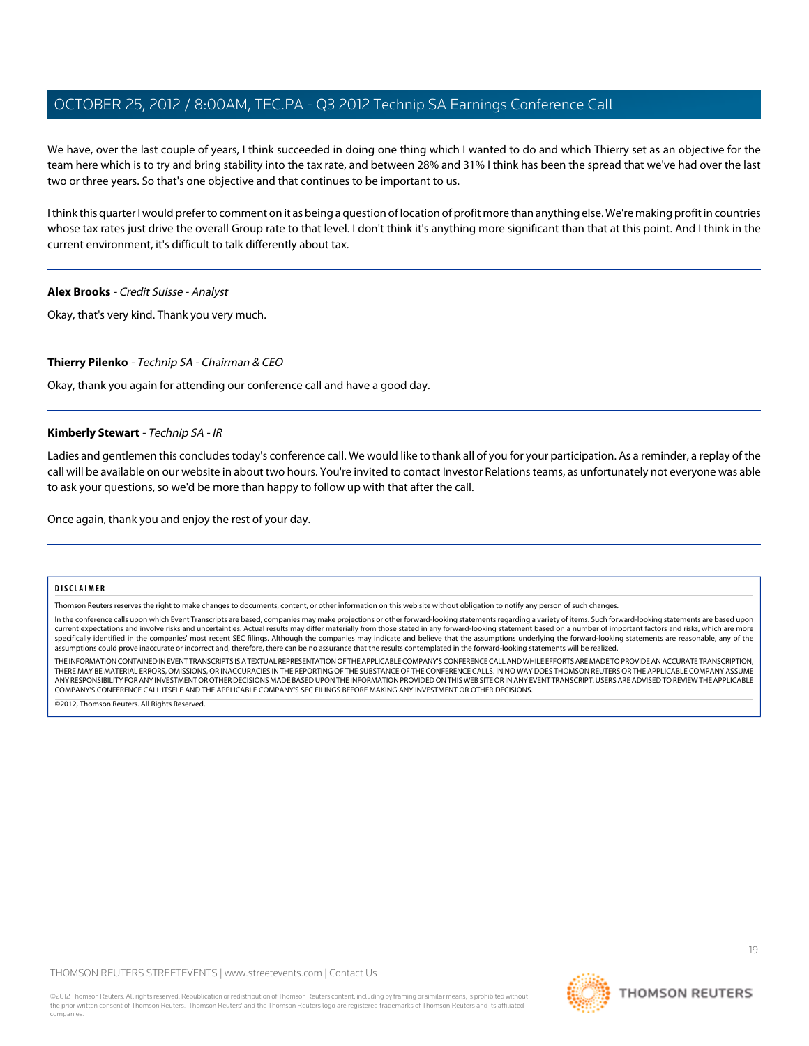We have, over the last couple of years, I think succeeded in doing one thing which I wanted to do and which Thierry set as an objective for the team here which is to try and bring stability into the tax rate, and between 28% and 31% I think has been the spread that we've had over the last two or three years. So that's one objective and that continues to be important to us.

I think this quarter I would prefer to comment on it as being a question of location of profit more than anything else. We're making profit in countries whose tax rates just drive the overall Group rate to that level. I don't think it's anything more significant than that at this point. And I think in the current environment, it's difficult to talk differently about tax.

---

**Alex Brooks** - *Credit Suisse - Analyst*

Okay, that's very kind. Thank you very much.

---

**Thierry Pilenko** - *Technip SA - Chairman & CEO*

Okay, thank you again for attending our conference call and have a good day.

---

**Kimberly Stewart** - *Technip SA - IR*

Ladies and gentlemen this concludes today's conference call. We would like to thank all of you for your participation. As a reminder, a replay of the call will be available on our website in about two hours. You're invited to contact Investor Relations teams, as unfortunately not everyone was able to ask your questions, so we'd be more than happy to follow up with that after the call.

Once again, thank you and enjoy the rest of your day.

---

**DISCLAIMER**

Thomson Reuters reserves the right to make changes to documents, content, or other information on this web site without obligation to notify any person of such changes.

In the conference calls upon which Event Transcripts are based, companies may make projections or other forward-looking statements regarding a variety of items. Such forward-looking statements are based upon current expectations and involve risks and uncertainties. Actual results may differ materially from those stated in any forward-looking statement based on a number of important factors and risks, which are more specifically identified in the companies' most recent SEC filings. Although the companies may indicate and believe that the assumptions underlying the forward-looking statements are reasonable, any of the assumptions could prove inaccurate or incorrect and, therefore, there can be no assurance that the results contemplated in the forward-looking statements will be realized.

THE INFORMATION CONTAINED IN EVENT TRANSCRIPTS IS A TEXTUAL REPRESENTATION OF THE APPLICABLE COMPANY'S CONFERENCE CALL AND WHILE EFFORTS ARE MADE TO PROVIDE AN ACCURATE TRANSCRIPTION, THERE MAY BE MATERIAL ERRORS, OMISSIONS, OR INACCURACIES IN THE REPORTING OF THE SUBSTANCE OF THE CONFERENCE CALLS. IN NO WAY DOES THOMSON REUTERS OR THE APPLICABLE COMPANY ASSUME ANY RESPONSIBILITY FOR ANY INVESTMENT OR OTHER DECISIONS MADE BASED UPON THE INFORMATION PROVIDED ON THIS WEB SITE OR IN ANY EVENT TRANSCRIPT. USERS ARE ADVISED TO REVIEW THE APPLICABLE COMPANY'S CONFERENCE CALL ITSELF AND THE APPLICABLE COMPANY'S SEC FILINGS BEFORE MAKING ANY INVESTMENT OR OTHER DECISIONS.

©2012, Thomson Reuters. All Rights Reserved.